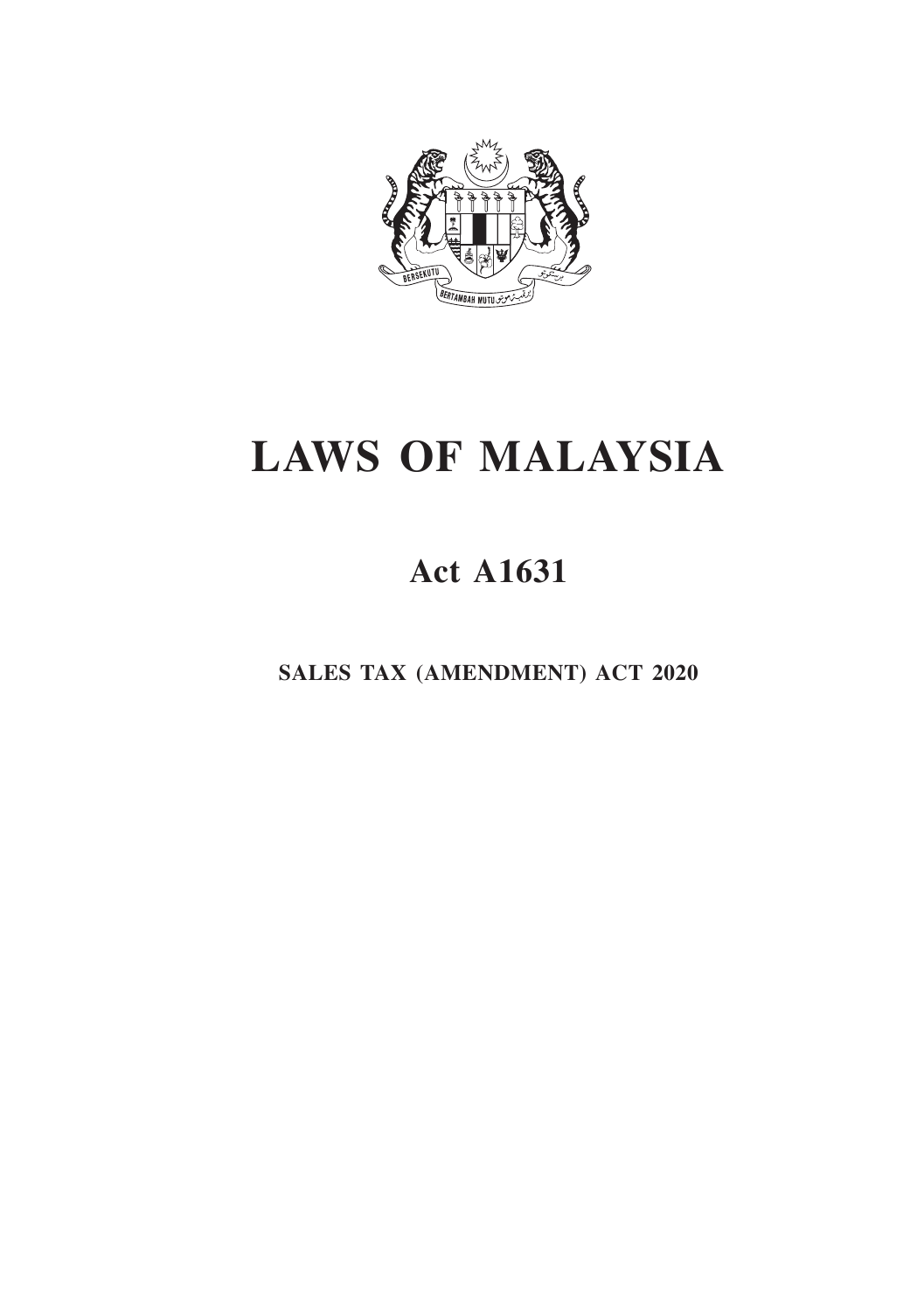# LAWS OF MALAYSIA

## Act A1631

**SALES TAX (AMENDMENT) ACT 2020**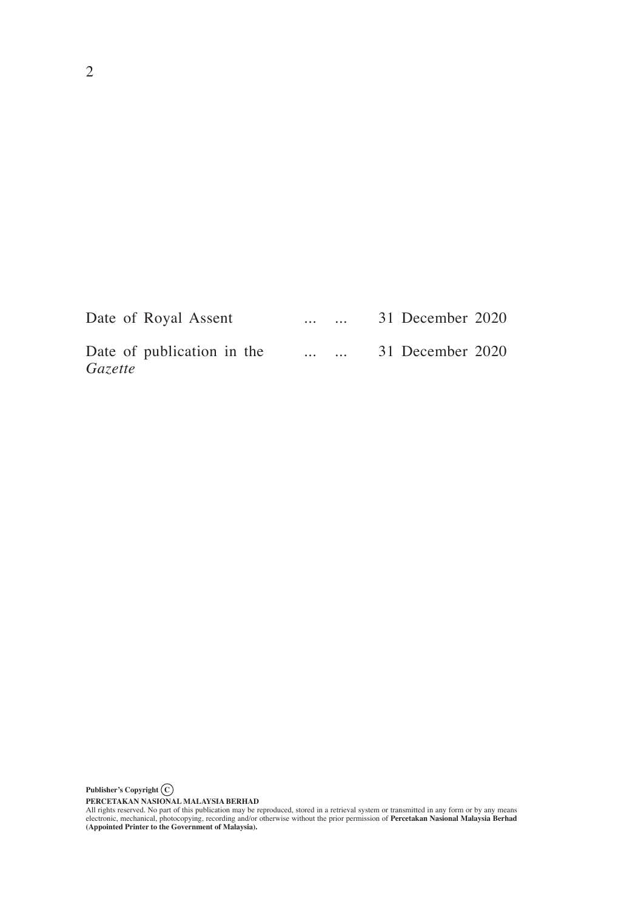| | | |
|---|---|---|
| Date of Royal Assent | ... ... | 31 December 2020 |
| Date of publication in the *Gazette* | ... ... | 31 December 2020 |

**Publisher's Copyright ©**
**PERCETAKAN NASIONAL MALAYSIA BERHAD**
All rights reserved. No part of this publication may be reproduced, stored in a retrieval system or transmitted in any form or by any means electronic, mechanical, photocopying, recording and/or otherwise without the prior permission of **Percetakan Nasional Malaysia Berhad (Appointed Printer to the Government of Malaysia).**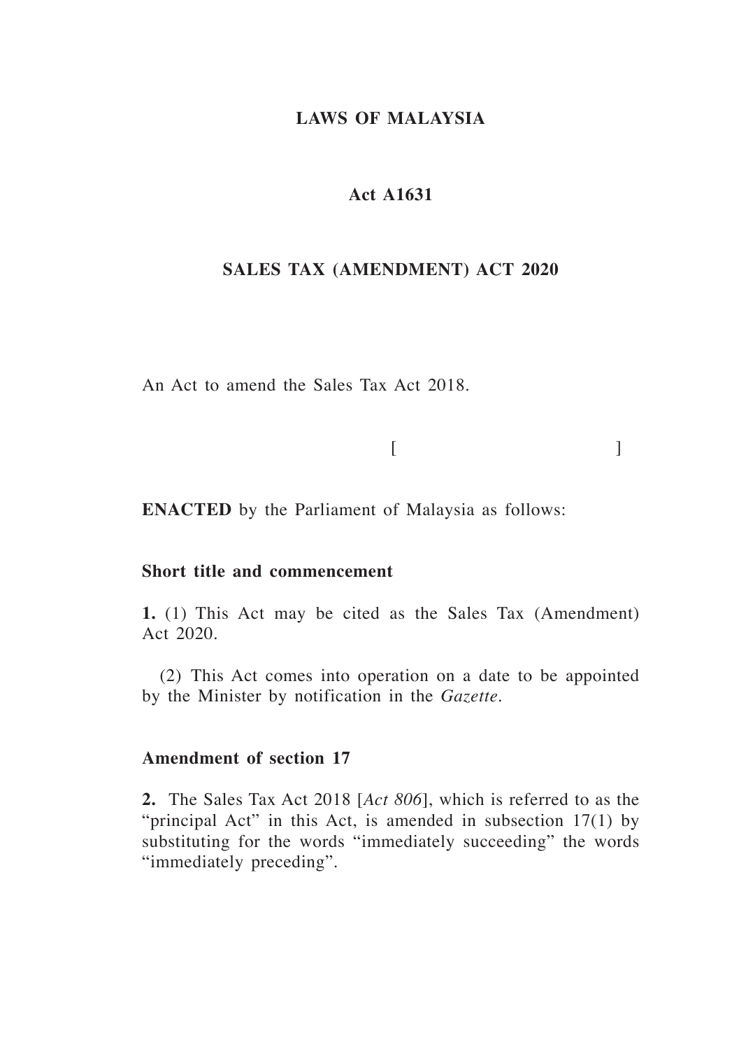**LAWS OF MALAYSIA**

**Act A1631**

**SALES TAX (AMENDMENT) ACT 2020**

An Act to amend the Sales Tax Act 2018.

[ ]

**ENACTED** by the Parliament of Malaysia as follows:

**Short title and commencement**

**1.** (1) This Act may be cited as the Sales Tax (Amendment) Act 2020.

(2) This Act comes into operation on a date to be appointed by the Minister by notification in the *Gazette*.

**Amendment of section 17**

**2.** The Sales Tax Act 2018 [*Act 806*], which is referred to as the "principal Act" in this Act, is amended in subsection 17(1) by substituting for the words "immediately succeeding" the words "immediately preceding".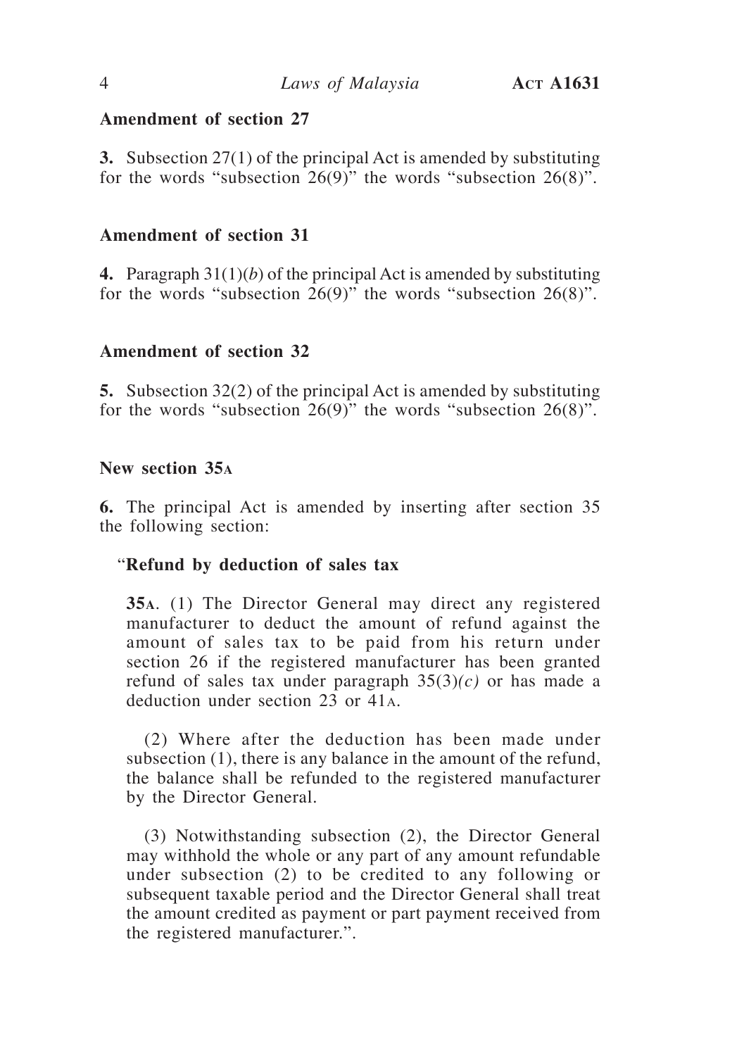**Amendment of section 27**

**3.** Subsection 27(1) of the principal Act is amended by substituting for the words "subsection 26(9)" the words "subsection 26(8)".

**Amendment of section 31**

**4.** Paragraph 31(1)(*b*) of the principal Act is amended by substituting for the words "subsection 26(9)" the words "subsection 26(8)".

**Amendment of section 32**

**5.** Subsection 32(2) of the principal Act is amended by substituting for the words "subsection 26(9)" the words "subsection 26(8)".

**New section 35A**

**6.** The principal Act is amended by inserting after section 35 the following section:

"**Refund by deduction of sales tax**

**35A**. (1) The Director General may direct any registered manufacturer to deduct the amount of refund against the amount of sales tax to be paid from his return under section 26 if the registered manufacturer has been granted refund of sales tax under paragraph 35(3)*(c)* or has made a deduction under section 23 or 41A.

(2) Where after the deduction has been made under subsection (1), there is any balance in the amount of the refund, the balance shall be refunded to the registered manufacturer by the Director General.

(3) Notwithstanding subsection (2), the Director General may withhold the whole or any part of any amount refundable under subsection (2) to be credited to any following or subsequent taxable period and the Director General shall treat the amount credited as payment or part payment received from the registered manufacturer.".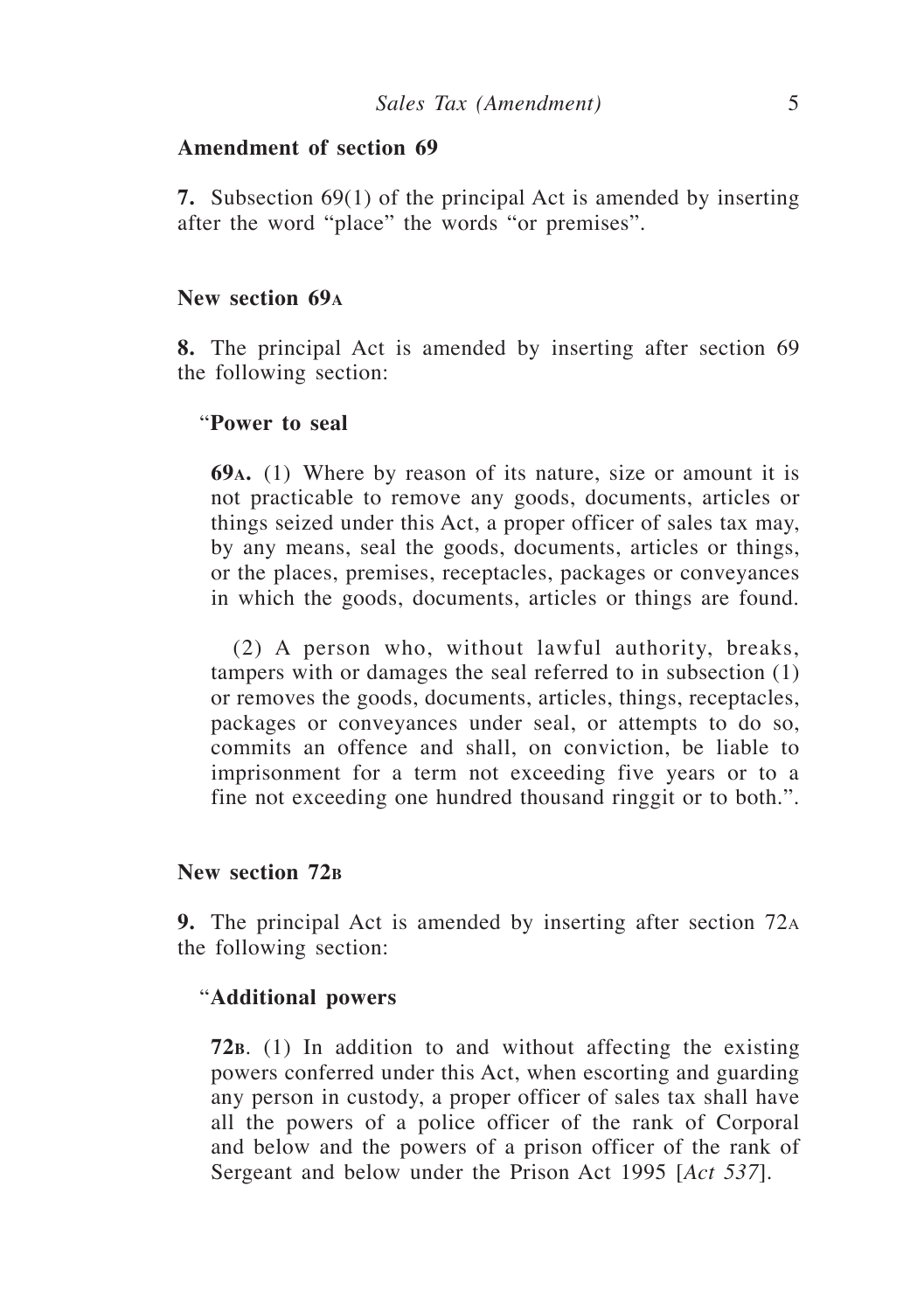**Amendment of section 69**

**7.** Subsection 69(1) of the principal Act is amended by inserting after the word "place" the words "or premises".

**New section 69A**

**8.** The principal Act is amended by inserting after section 69 the following section:

"**Power to seal**

**69A.** (1) Where by reason of its nature, size or amount it is not practicable to remove any goods, documents, articles or things seized under this Act, a proper officer of sales tax may, by any means, seal the goods, documents, articles or things, or the places, premises, receptacles, packages or conveyances in which the goods, documents, articles or things are found.

(2) A person who, without lawful authority, breaks, tampers with or damages the seal referred to in subsection (1) or removes the goods, documents, articles, things, receptacles, packages or conveyances under seal, or attempts to do so, commits an offence and shall, on conviction, be liable to imprisonment for a term not exceeding five years or to a fine not exceeding one hundred thousand ringgit or to both.".

**New section 72B**

**9.** The principal Act is amended by inserting after section 72A the following section:

"**Additional powers**

**72B**. (1) In addition to and without affecting the existing powers conferred under this Act, when escorting and guarding any person in custody, a proper officer of sales tax shall have all the powers of a police officer of the rank of Corporal and below and the powers of a prison officer of the rank of Sergeant and below under the Prison Act 1995 [*Act 537*].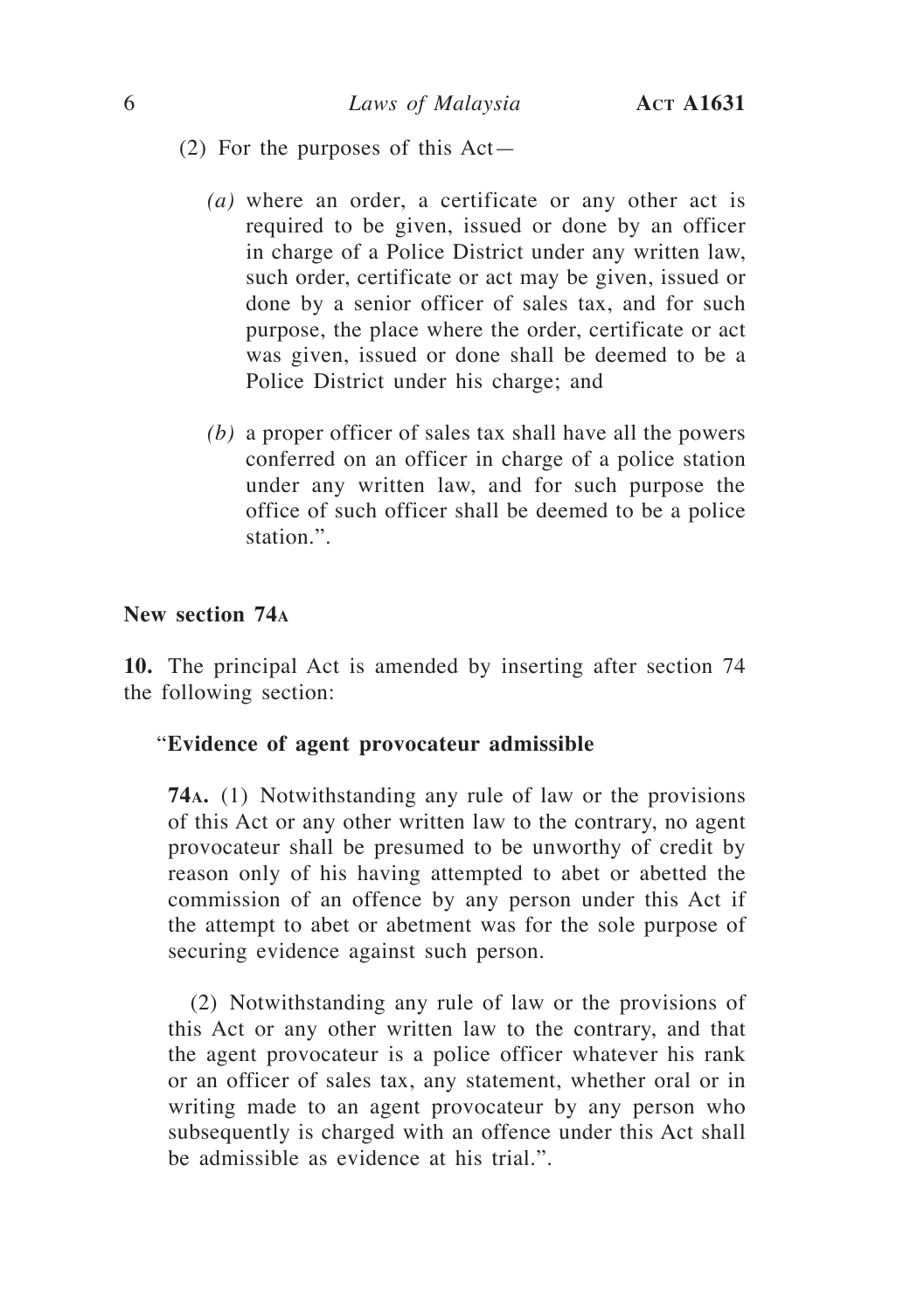(2) For the purposes of this Act—

*(a)* where an order, a certificate or any other act is required to be given, issued or done by an officer in charge of a Police District under any written law, such order, certificate or act may be given, issued or done by a senior officer of sales tax, and for such purpose, the place where the order, certificate or act was given, issued or done shall be deemed to be a Police District under his charge; and

*(b)* a proper officer of sales tax shall have all the powers conferred on an officer in charge of a police station under any written law, and for such purpose the office of such officer shall be deemed to be a police station.".

**New section 74A**

**10.** The principal Act is amended by inserting after section 74 the following section:

"**Evidence of agent provocateur admissible**

**74A.** (1) Notwithstanding any rule of law or the provisions of this Act or any other written law to the contrary, no agent provocateur shall be presumed to be unworthy of credit by reason only of his having attempted to abet or abetted the commission of an offence by any person under this Act if the attempt to abet or abetment was for the sole purpose of securing evidence against such person.

(2) Notwithstanding any rule of law or the provisions of this Act or any other written law to the contrary, and that the agent provocateur is a police officer whatever his rank or an officer of sales tax, any statement, whether oral or in writing made to an agent provocateur by any person who subsequently is charged with an offence under this Act shall be admissible as evidence at his trial.".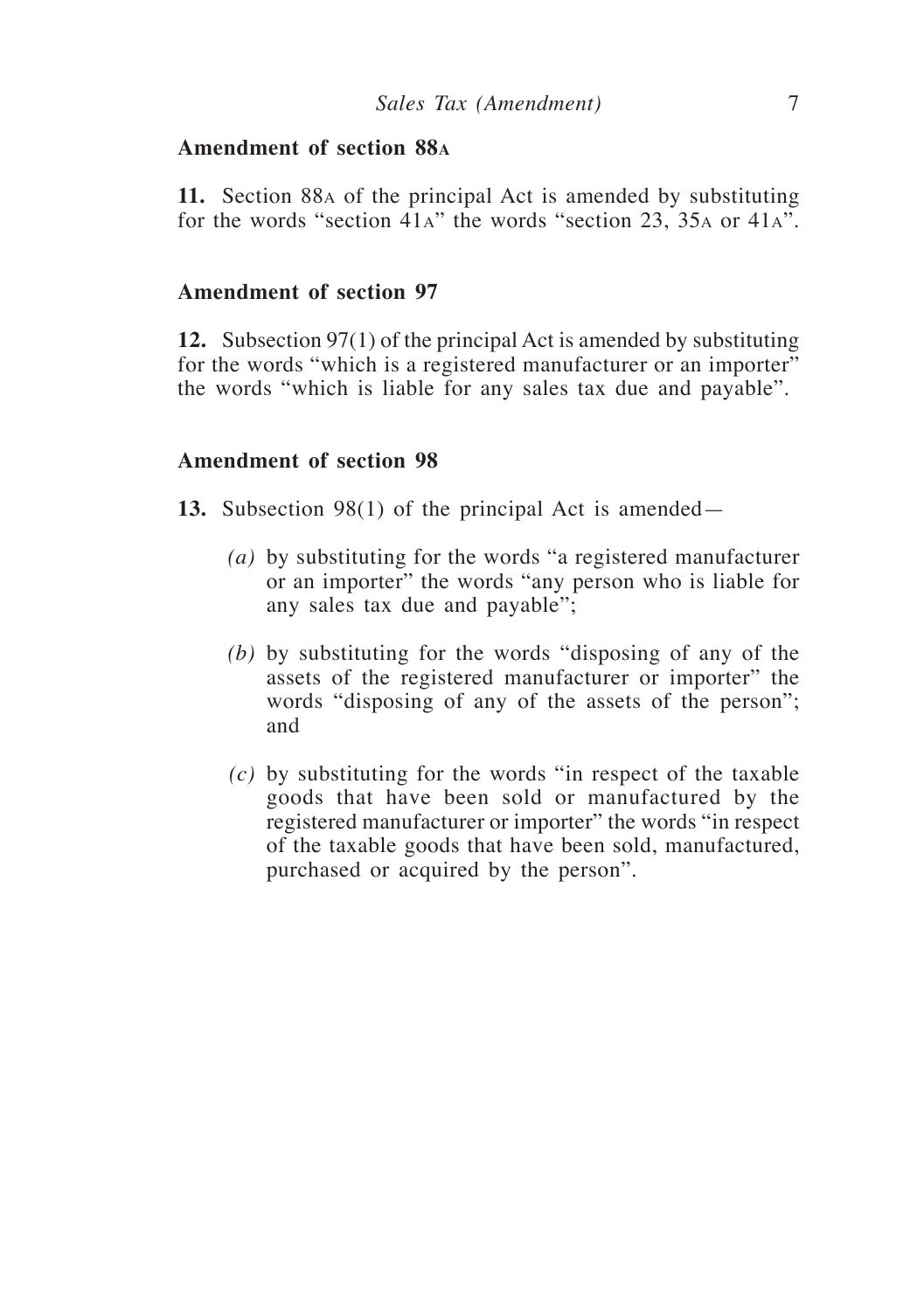**Amendment of section 88A**

**11.** Section 88A of the principal Act is amended by substituting for the words "section 41A" the words "section 23, 35A or 41A".

**Amendment of section 97**

**12.** Subsection 97(1) of the principal Act is amended by substituting for the words "which is a registered manufacturer or an importer" the words "which is liable for any sales tax due and payable".

**Amendment of section 98**

**13.** Subsection 98(1) of the principal Act is amended—

*(a)* by substituting for the words "a registered manufacturer or an importer" the words "any person who is liable for any sales tax due and payable";

*(b)* by substituting for the words "disposing of any of the assets of the registered manufacturer or importer" the words "disposing of any of the assets of the person"; and

*(c)* by substituting for the words "in respect of the taxable goods that have been sold or manufactured by the registered manufacturer or importer" the words "in respect of the taxable goods that have been sold, manufactured, purchased or acquired by the person".